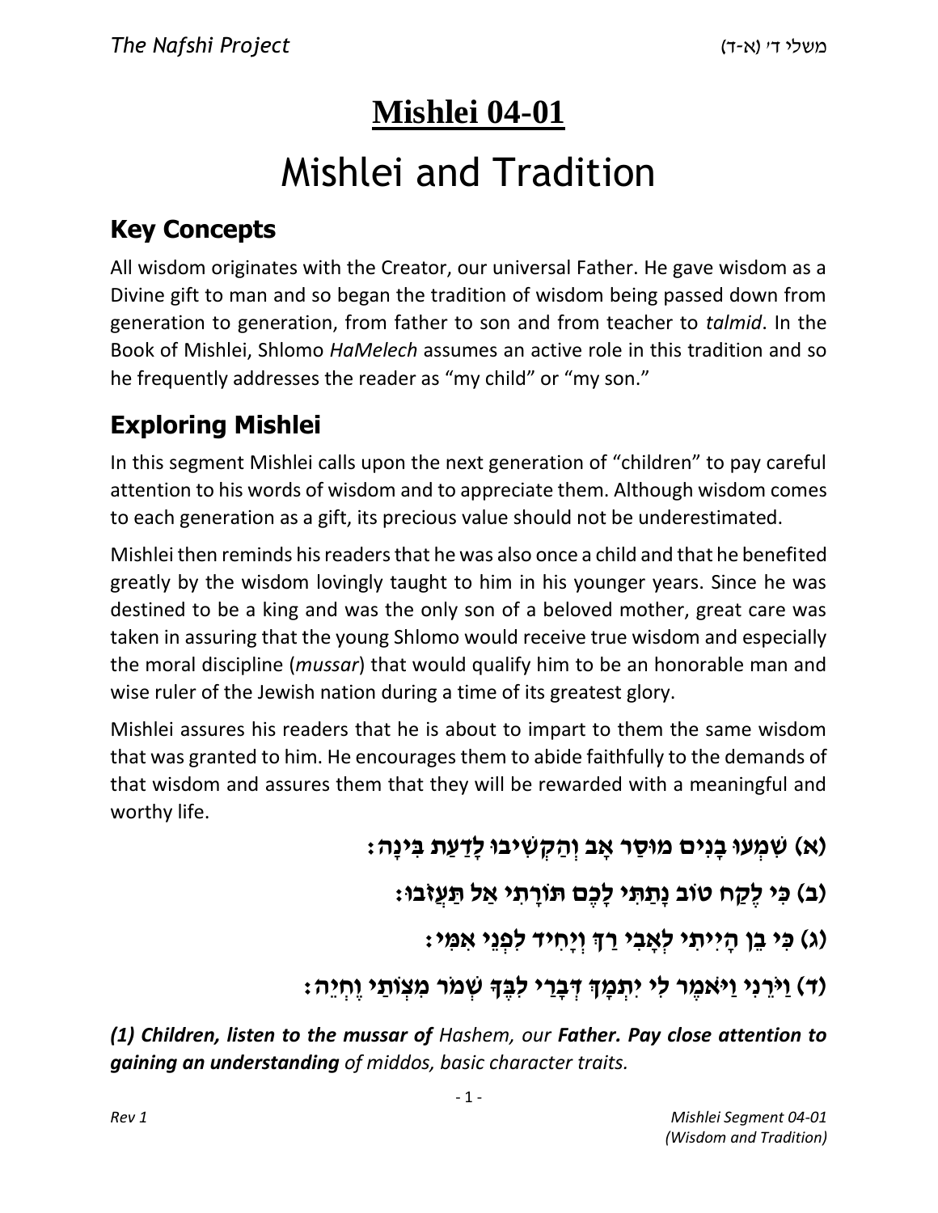# Mishlei 04-01

# Mishlei and Tradition

## Key Concepts

All wisdom originates with the Creator, our universal Father. He gave wisdom as a Divine gift to man and so began the tradition of wisdom being passed down from generation to generation, from father to son and from teacher to *talmid*. In the Book of Mishlei, Shlomo *HaMelech* assumes an active role in this tradition and so he frequently addresses the reader as "my child" or "my son."

## Exploring Mishlei

In this segment Mishlei calls upon the next generation of "children" to pay careful attention to his words of wisdom and to appreciate them. Although wisdom comes to each generation as a gift, its precious value should not be underestimated.

Mishlei then reminds his readers that he was also once a child and that he benefited greatly by the wisdom lovingly taught to him in his younger years. Since he was destined to be a king and was the only son of a beloved mother, great care was taken in assuring that the young Shlomo would receive true wisdom and especially the moral discipline (*mussar*) that would qualify him to be an honorable man and wise ruler of the Jewish nation during a time of its greatest glory.

Mishlei assures his readers that he is about to impart to them the same wisdom that was granted to him. He encourages them to abide faithfully to the demands of that wisdom and assures them that they will be rewarded with a meaningful and worthy life.

**(א) שִׁמְעוּ בָנִים מוּסַר אָב וְהַקְשִׁיבוּ לָדַעַת בִּינָה:**

**(ב) כִּי לֶקַח טוֹב נָתַתִּי לָכֶם תּוֹרָתִי אַל תַּעֲזֹבוּ:**

**(ג) כִּי בֵן הָיִיתִי לְאָבִי רַךְ וְיָחִיד לִפְנֵי אִמִּי:**

**(ד) וַיֹּרֵנִי וַיֹּאמֶר לִי יִתְמָךְ דְּבָרַי לִבֶּךָ שְׁמֹר מִצְוֹתַי וֶחְיֵה:**

***(1) Children, listen to the mussar of*** *Hashem, our* ***Father. Pay close attention to gaining an understanding*** *of middos, basic character traits.*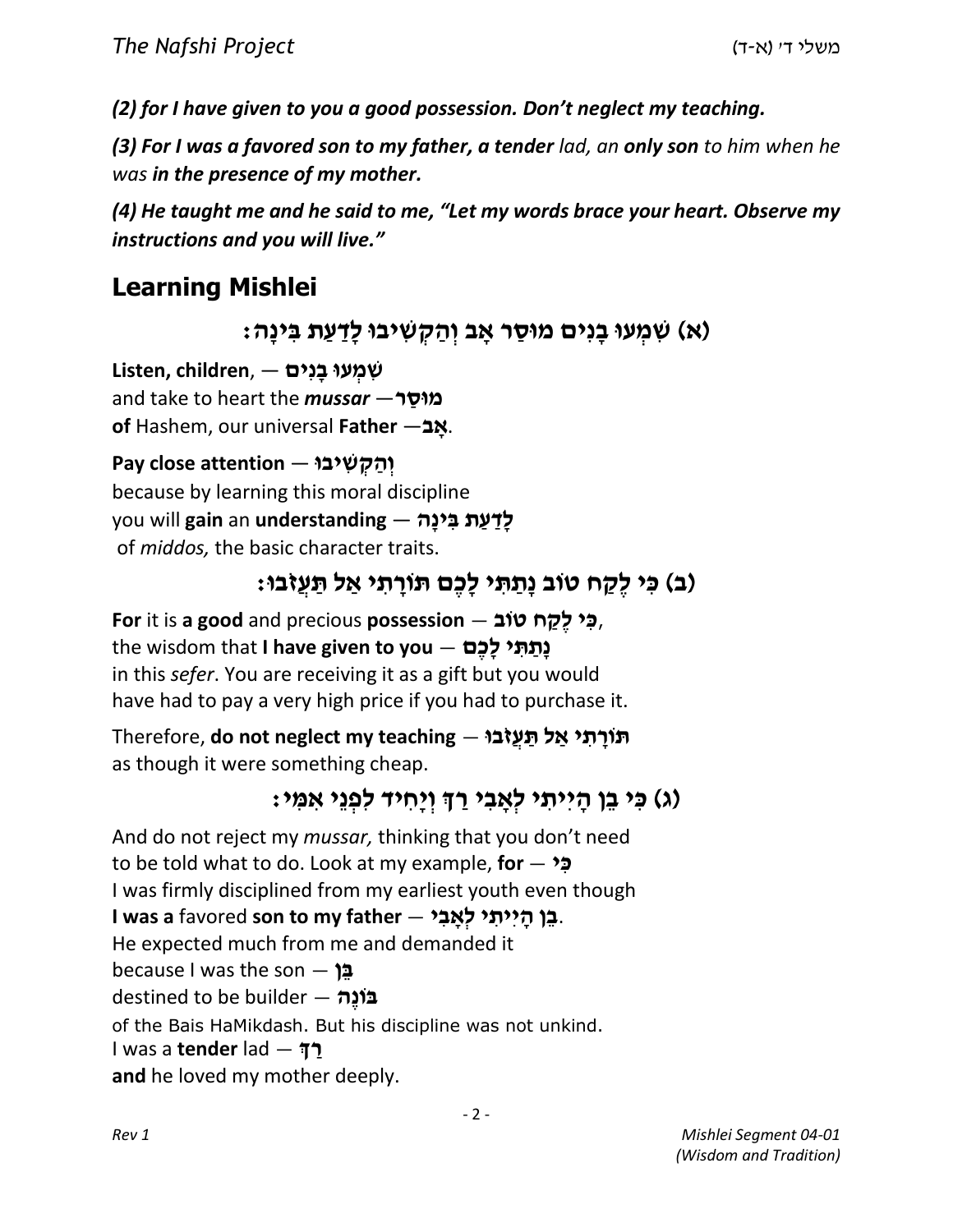***(2) for I have given to you a good possession. Don't neglect my teaching.***

***(3) For I was a favored son to my father, a tender*** *lad, an* ***only son*** *to him when he was* ***in the presence of my mother.***

***(4) He taught me and he said to me, "Let my words brace your heart. Observe my instructions and you will live."***

## Learning Mishlei

### (א) שִׁמְעוּ בָנִים מוּסַר אָב וְהַקְשִׁיבוּ לָדַעַת בִּינָה׃

**Listen, children**, — **שִׁמְעוּ בָנִים**
and take to heart the ***mussar*** —**מוּסַר**
**of** Hashem, our universal **Father** —**אָב**.

**Pay close attention** — **וְהַקְשִׁיבוּ**
because by learning this moral discipline
you will **gain** an **understanding** — **לָדַעַת בִּינָה**
of *middos,* the basic character traits.

### (ב) כִּי לֶקַח טוֹב נָתַתִּי לָכֶם תּוֹרָתִי אַל תַּעֲזֹבוּ׃

**For** it is **a good** and precious **possession** — **כִּי לֶקַח טוֹב**,
the wisdom that **I have given to you** — **נָתַתִּי לָכֶם**
in this *sefer*. You are receiving it as a gift but you would have had to pay a very high price if you had to purchase it.

Therefore, **do not neglect my teaching** — **תּוֹרָתִי אַל תַּעֲזֹבוּ**
as though it were something cheap.

### (ג) כִּי בֵן הָיִיתִי לְאָבִי רַךְ וְיָחִיד לִפְנֵי אִמִּי׃

And do not reject my *mussar,* thinking that you don't need to be told what to do. Look at my example, **for** — **כִּי**
I was firmly disciplined from my earliest youth even though
**I was a** favored **son to my father** — **בֵן הָיִיתִי לְאָבִי**.
He expected much from me and demanded it
because I was the son — **בֵּן**
destined to be builder — **בּוֹנֶה**
of the Bais HaMikdash. But his discipline was not unkind.
I was a **tender** lad — **רַךְ**
**and** he loved my mother deeply.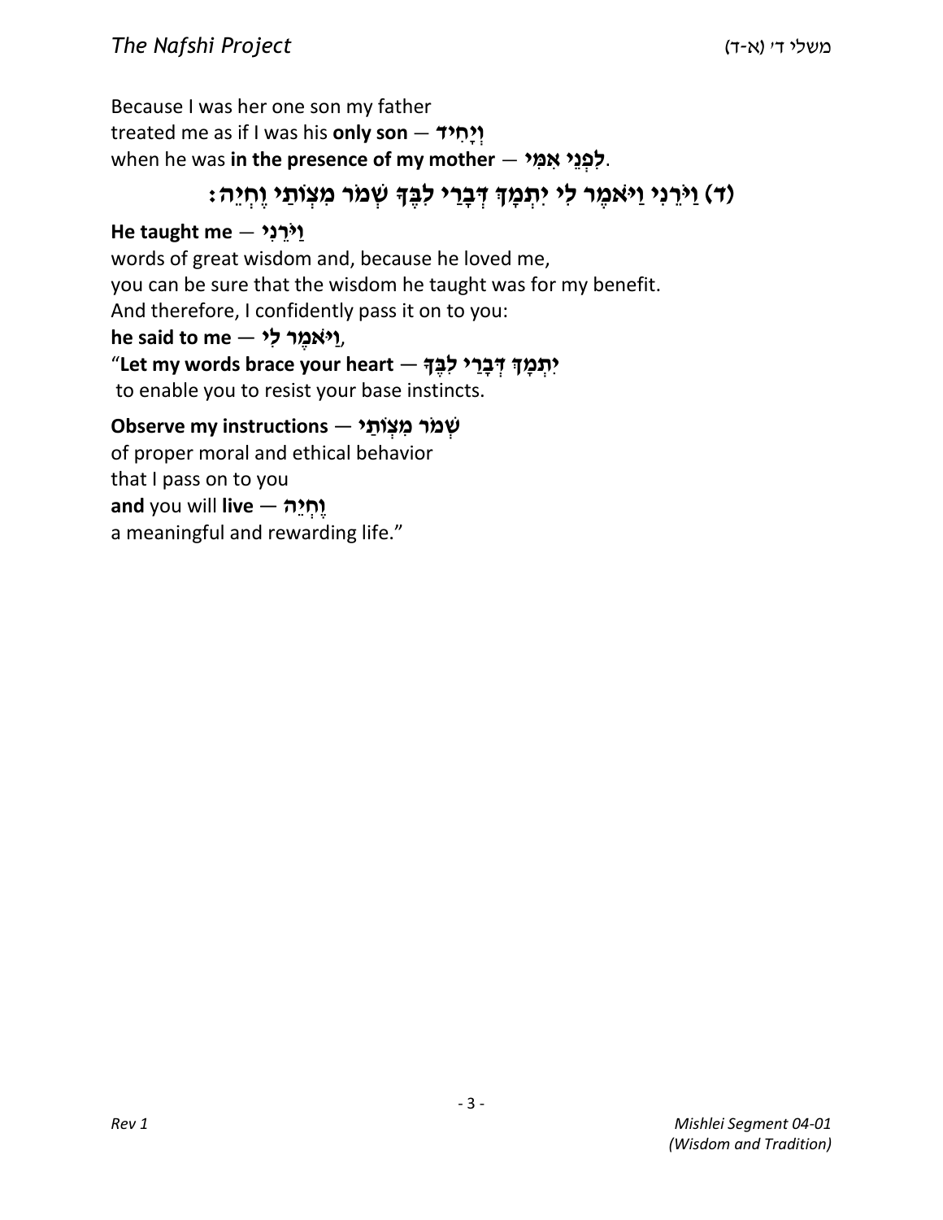Because I was her one son my father
treated me as if I was his **only son** — **וְיָחִיד**
when he was **in the presence of my mother** — **לִפְנֵי אִמִּי**.

## (ד) וַיֹּרֵנִי וַיֹּאמֶר לִי יִתְמָךְ דְּבָרַי לִבֶּךָ שְׁמֹר מִצְוֹתַי וֶחְיֵה׃

**He taught me** — **וַיֹּרֵנִי**
words of great wisdom and, because he loved me,
you can be sure that the wisdom he taught was for my benefit.
And therefore, I confidently pass it on to you:
**he said to me** — **וַיֹּאמֶר לִי**,
"**Let my words brace your heart** — **יִתְמָךְ דְּבָרַי לִבֶּךָ**
to enable you to resist your base instincts.

**Observe my instructions** — **שְׁמֹר מִצְוֹתַי**
of proper moral and ethical behavior
that I pass on to you
**and** you will **live** — **וֶחְיֵה**
a meaningful and rewarding life."